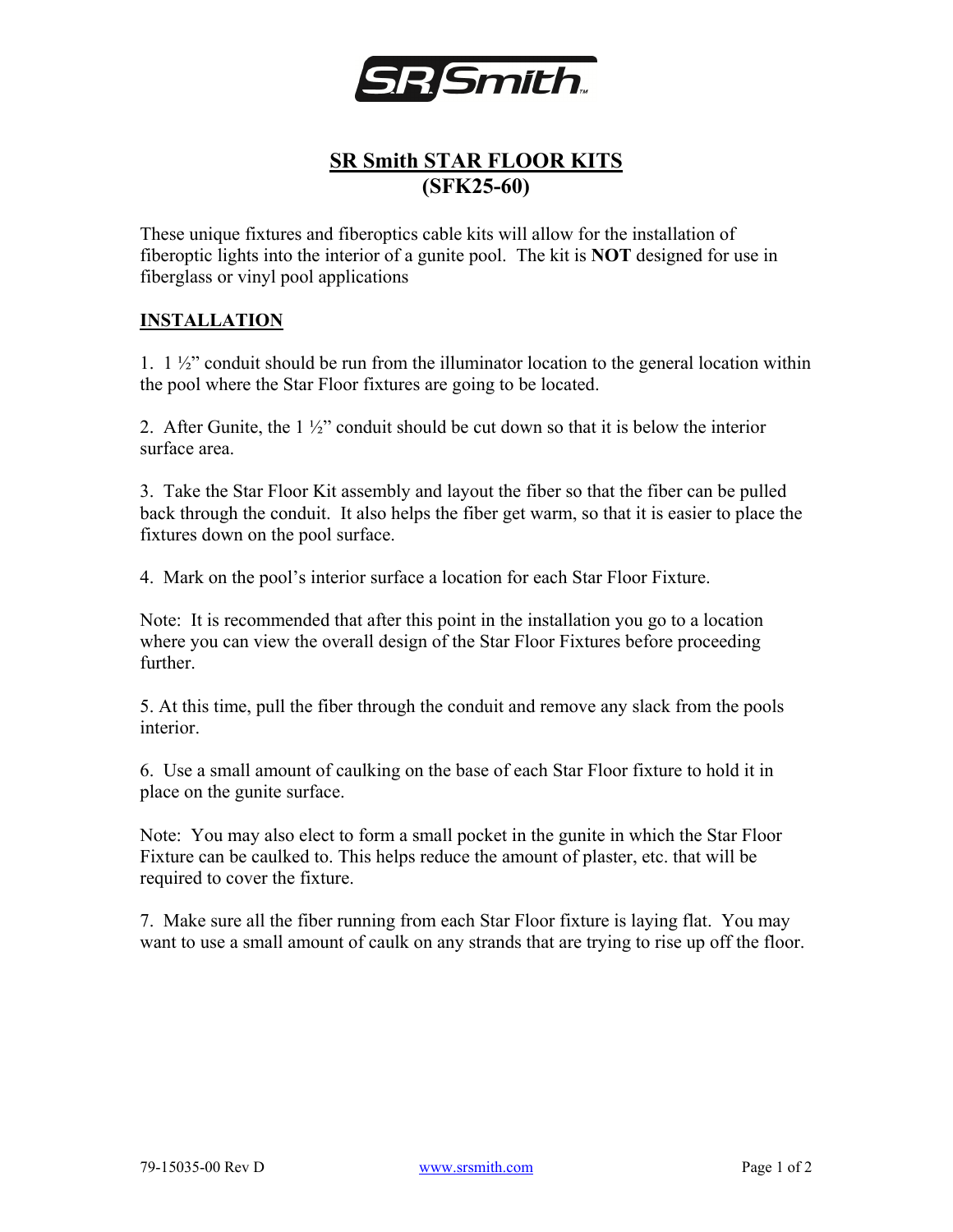# SR Smith STAR FLOOR KITS (SFK25-60)

These unique fixtures and fiberoptics cable kits will allow for the installation of fiberoptic lights into the interior of a gunite pool. The kit is **NOT** designed for use in fiberglass or vinyl pool applications

## INSTALLATION

1. 1 ½" conduit should be run from the illuminator location to the general location within the pool where the Star Floor fixtures are going to be located.

2. After Gunite, the 1 ½" conduit should be cut down so that it is below the interior surface area.

3. Take the Star Floor Kit assembly and layout the fiber so that the fiber can be pulled back through the conduit. It also helps the fiber get warm, so that it is easier to place the fixtures down on the pool surface.

4. Mark on the pool's interior surface a location for each Star Floor Fixture.

Note: It is recommended that after this point in the installation you go to a location where you can view the overall design of the Star Floor Fixtures before proceeding further.

5. At this time, pull the fiber through the conduit and remove any slack from the pools interior.

6. Use a small amount of caulking on the base of each Star Floor fixture to hold it in place on the gunite surface.

Note: You may also elect to form a small pocket in the gunite in which the Star Floor Fixture can be caulked to. This helps reduce the amount of plaster, etc. that will be required to cover the fixture.

7. Make sure all the fiber running from each Star Floor fixture is laying flat. You may want to use a small amount of caulk on any strands that are trying to rise up off the floor.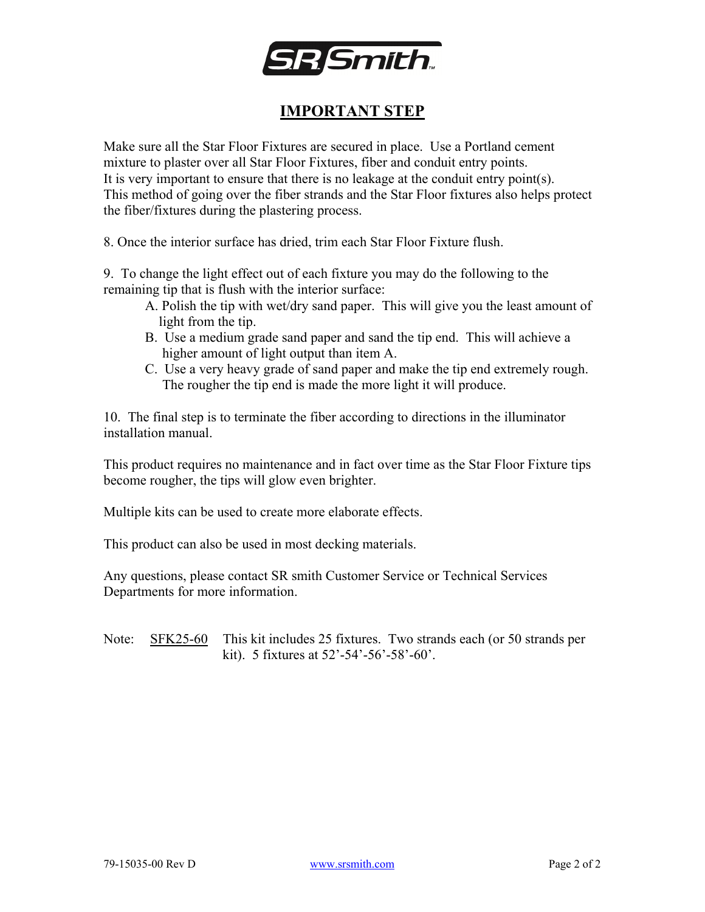## IMPORTANT STEP

Make sure all the Star Floor Fixtures are secured in place. Use a Portland cement mixture to plaster over all Star Floor Fixtures, fiber and conduit entry points. It is very important to ensure that there is no leakage at the conduit entry point(s). This method of going over the fiber strands and the Star Floor fixtures also helps protect the fiber/fixtures during the plastering process.

8. Once the interior surface has dried, trim each Star Floor Fixture flush.

9. To change the light effect out of each fixture you may do the following to the remaining tip that is flush with the interior surface:

   A. Polish the tip with wet/dry sand paper. This will give you the least amount of light from the tip.

   B. Use a medium grade sand paper and sand the tip end. This will achieve a higher amount of light output than item A.

   C. Use a very heavy grade of sand paper and make the tip end extremely rough. The rougher the tip end is made the more light it will produce.

10. The final step is to terminate the fiber according to directions in the illuminator installation manual.

This product requires no maintenance and in fact over time as the Star Floor Fixture tips become rougher, the tips will glow even brighter.

Multiple kits can be used to create more elaborate effects.

This product can also be used in most decking materials.

Any questions, please contact SR smith Customer Service or Technical Services Departments for more information.

Note: SFK25-60 This kit includes 25 fixtures. Two strands each (or 50 strands per kit). 5 fixtures at 52'-54'-56'-58'-60'.

79-15035-00 Rev D www.srsmith.com